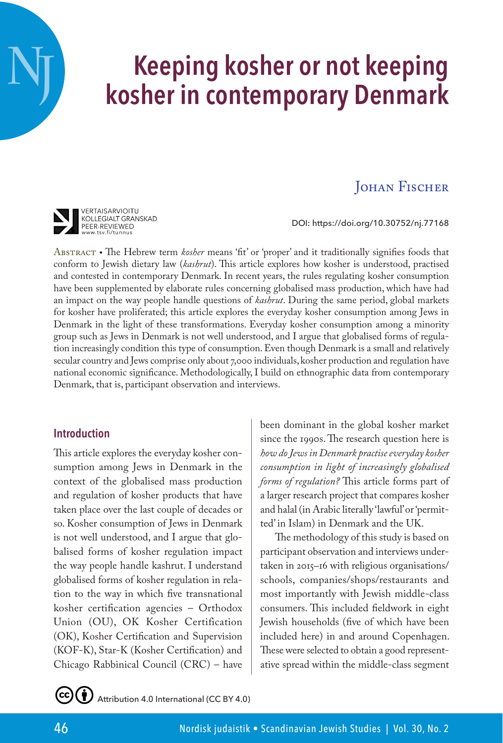# Keeping kosher or not keeping kosher in contemporary Denmark

Johan Fischer

VERTAISARVIOITU
KOLLEGIALT GRANSKAD
PEER-REVIEWED
www.tsv.fi/tunnus

DOI: https://doi.org/10.30752/nj.77168

Abstract • The Hebrew term *kosher* means 'fit' or 'proper' and it traditionally signifies foods that conform to Jewish dietary law (*kashrut*). This article explores how kosher is understood, practised and contested in contemporary Denmark. In recent years, the rules regulating kosher consumption have been supplemented by elaborate rules concerning globalised mass production, which have had an impact on the way people handle questions of *kashrut*. During the same period, global markets for kosher have proliferated; this article explores the everyday kosher consumption among Jews in Denmark in the light of these transformations. Everyday kosher consumption among a minority group such as Jews in Denmark is not well understood, and I argue that globalised forms of regulation increasingly condition this type of consumption. Even though Denmark is a small and relatively secular country and Jews comprise only about 7,000 individuals, kosher production and regulation have national economic significance. Methodologically, I build on ethnographic data from contemporary Denmark, that is, participant observation and interviews.

## Introduction

This article explores the everyday kosher consumption among Jews in Denmark in the context of the globalised mass production and regulation of kosher products that have taken place over the last couple of decades or so. Kosher consumption of Jews in Denmark is not well understood, and I argue that globalised forms of kosher regulation impact the way people handle kashrut. I understand globalised forms of kosher regulation in relation to the way in which five transnational kosher certification agencies – Orthodox Union (OU), OK Kosher Certification (OK), Kosher Certification and Supervision (KOF-K), Star-K (Kosher Certification) and Chicago Rabbinical Council (CRC) – have been dominant in the global kosher market since the 1990s. The research question here is *how do Jews in Denmark practise everyday kosher consumption in light of increasingly globalised forms of regulation?* This article forms part of a larger research project that compares kosher and halal (in Arabic literally 'lawful' or 'permitted' in Islam) in Denmark and the UK.

The methodology of this study is based on participant observation and interviews undertaken in 2015–16 with religious organisations/schools, companies/shops/restaurants and most importantly with Jewish middle-class consumers. This included fieldwork in eight Jewish households (five of which have been included here) in and around Copenhagen. These were selected to obtain a good representative spread within the middle-class segment

Attribution 4.0 International (CC BY 4.0)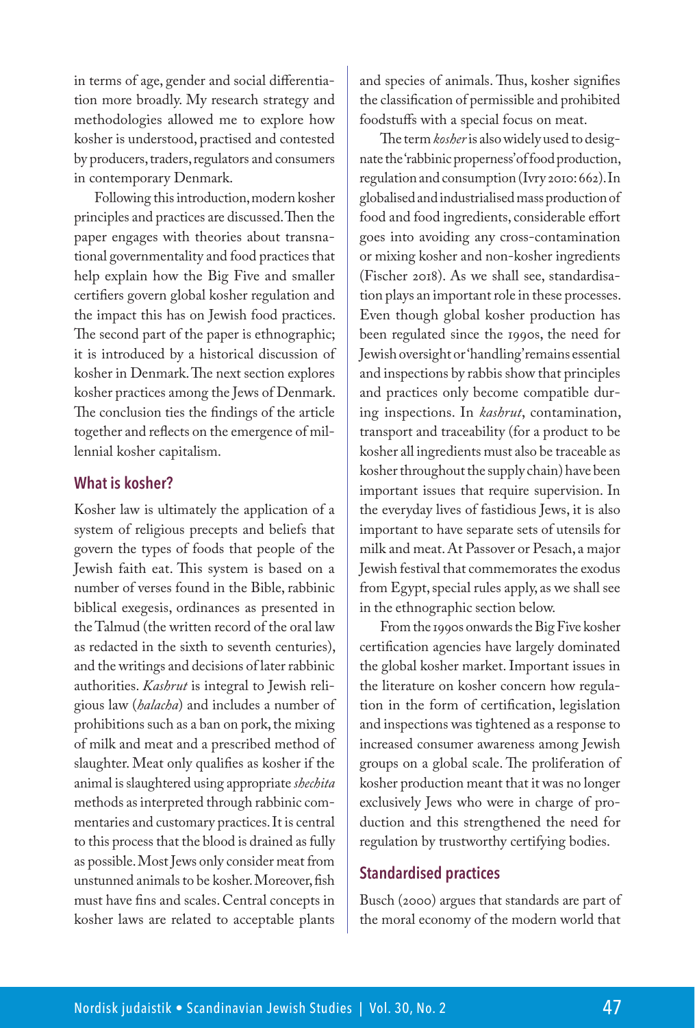in terms of age, gender and social differentiation more broadly. My research strategy and methodologies allowed me to explore how kosher is understood, practised and contested by producers, traders, regulators and consumers in contemporary Denmark.

Following this introduction, modern kosher principles and practices are discussed. Then the paper engages with theories about transnational governmentality and food practices that help explain how the Big Five and smaller certifiers govern global kosher regulation and the impact this has on Jewish food practices. The second part of the paper is ethnographic; it is introduced by a historical discussion of kosher in Denmark. The next section explores kosher practices among the Jews of Denmark. The conclusion ties the findings of the article together and reflects on the emergence of millennial kosher capitalism.

## What is kosher?

Kosher law is ultimately the application of a system of religious precepts and beliefs that govern the types of foods that people of the Jewish faith eat. This system is based on a number of verses found in the Bible, rabbinic biblical exegesis, ordinances as presented in the Talmud (the written record of the oral law as redacted in the sixth to seventh centuries), and the writings and decisions of later rabbinic authorities. *Kashrut* is integral to Jewish religious law (*halacha*) and includes a number of prohibitions such as a ban on pork, the mixing of milk and meat and a prescribed method of slaughter. Meat only qualifies as kosher if the animal is slaughtered using appropriate *shechita* methods as interpreted through rabbinic commentaries and customary practices. It is central to this process that the blood is drained as fully as possible. Most Jews only consider meat from unstunned animals to be kosher. Moreover, fish must have fins and scales. Central concepts in kosher laws are related to acceptable plants and species of animals. Thus, kosher signifies the classification of permissible and prohibited foodstuffs with a special focus on meat.

The term *kosher* is also widely used to designate the 'rabbinic properness' of food production, regulation and consumption (Ivry 2010: 662). In globalised and industrialised mass production of food and food ingredients, considerable effort goes into avoiding any cross-contamination or mixing kosher and non-kosher ingredients (Fischer 2018). As we shall see, standardisation plays an important role in these processes. Even though global kosher production has been regulated since the 1990s, the need for Jewish oversight or 'handling' remains essential and inspections by rabbis show that principles and practices only become compatible during inspections. In *kashrut*, contamination, transport and traceability (for a product to be kosher all ingredients must also be traceable as kosher throughout the supply chain) have been important issues that require supervision. In the everyday lives of fastidious Jews, it is also important to have separate sets of utensils for milk and meat. At Passover or Pesach, a major Jewish festival that commemorates the exodus from Egypt, special rules apply, as we shall see in the ethnographic section below.

From the 1990s onwards the Big Five kosher certification agencies have largely dominated the global kosher market. Important issues in the literature on kosher concern how regulation in the form of certification, legislation and inspections was tightened as a response to increased consumer awareness among Jewish groups on a global scale. The proliferation of kosher production meant that it was no longer exclusively Jews who were in charge of production and this strengthened the need for regulation by trustworthy certifying bodies.

## Standardised practices

Busch (2000) argues that standards are part of the moral economy of the modern world that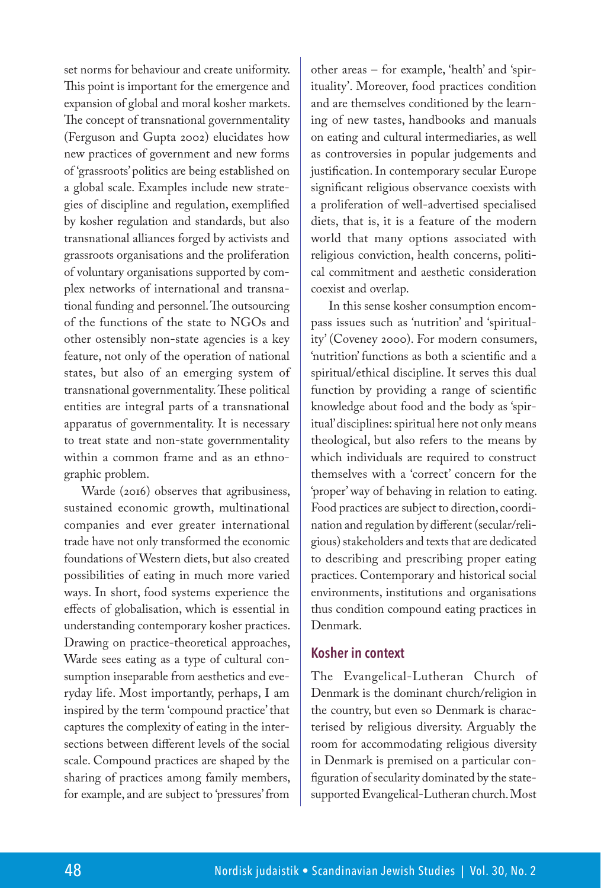set norms for behaviour and create uniformity. This point is important for the emergence and expansion of global and moral kosher markets. The concept of transnational governmentality (Ferguson and Gupta 2002) elucidates how new practices of government and new forms of 'grassroots' politics are being established on a global scale. Examples include new strategies of discipline and regulation, exemplified by kosher regulation and standards, but also transnational alliances forged by activists and grassroots organisations and the proliferation of voluntary organisations supported by complex networks of international and transnational funding and personnel. The outsourcing of the functions of the state to NGOs and other ostensibly non-state agencies is a key feature, not only of the operation of national states, but also of an emerging system of transnational governmentality. These political entities are integral parts of a transnational apparatus of governmentality. It is necessary to treat state and non-state governmentality within a common frame and as an ethnographic problem.

Warde (2016) observes that agribusiness, sustained economic growth, multinational companies and ever greater international trade have not only transformed the economic foundations of Western diets, but also created possibilities of eating in much more varied ways. In short, food systems experience the effects of globalisation, which is essential in understanding contemporary kosher practices. Drawing on practice-theoretical approaches, Warde sees eating as a type of cultural consumption inseparable from aesthetics and everyday life. Most importantly, perhaps, I am inspired by the term 'compound practice' that captures the complexity of eating in the intersections between different levels of the social scale. Compound practices are shaped by the sharing of practices among family members, for example, and are subject to 'pressures' from other areas – for example, 'health' and 'spirituality'. Moreover, food practices condition and are themselves conditioned by the learning of new tastes, handbooks and manuals on eating and cultural intermediaries, as well as controversies in popular judgements and justification. In contemporary secular Europe significant religious observance coexists with a proliferation of well-advertised specialised diets, that is, it is a feature of the modern world that many options associated with religious conviction, health concerns, political commitment and aesthetic consideration coexist and overlap.

In this sense kosher consumption encompass issues such as 'nutrition' and 'spirituality' (Coveney 2000). For modern consumers, 'nutrition' functions as both a scientific and a spiritual/ethical discipline. It serves this dual function by providing a range of scientific knowledge about food and the body as 'spiritual' disciplines: spiritual here not only means theological, but also refers to the means by which individuals are required to construct themselves with a 'correct' concern for the 'proper' way of behaving in relation to eating. Food practices are subject to direction, coordination and regulation by different (secular/religious) stakeholders and texts that are dedicated to describing and prescribing proper eating practices. Contemporary and historical social environments, institutions and organisations thus condition compound eating practices in Denmark.

## Kosher in context

The Evangelical-Lutheran Church of Denmark is the dominant church/religion in the country, but even so Denmark is characterised by religious diversity. Arguably the room for accommodating religious diversity in Denmark is premised on a particular configuration of secularity dominated by the state-supported Evangelical-Lutheran church. Most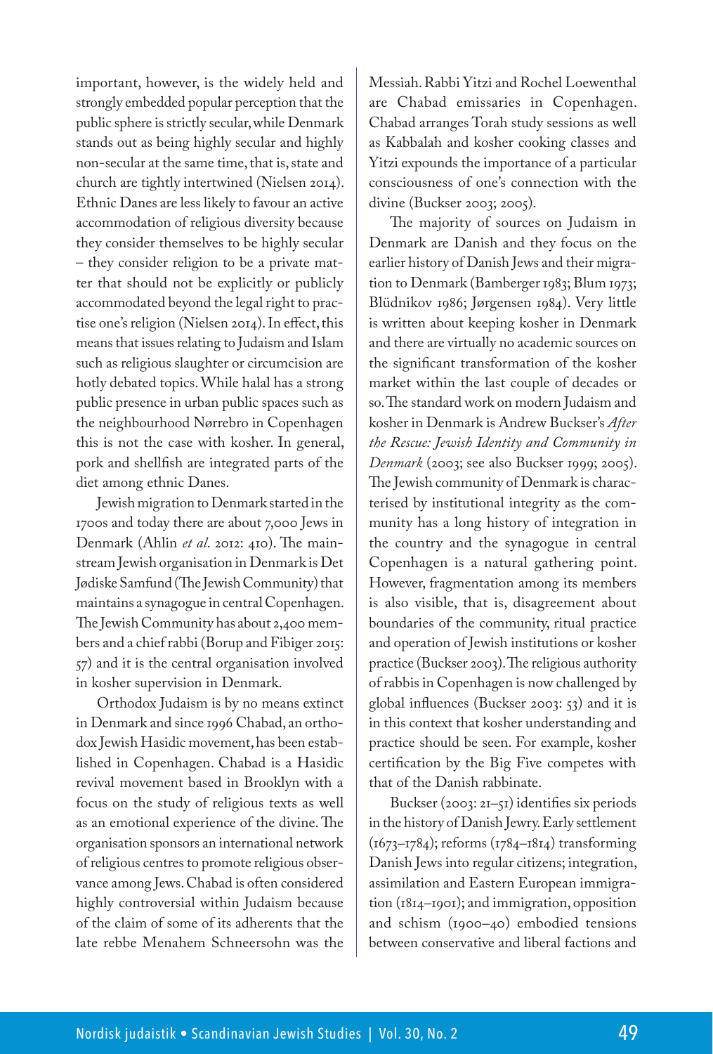important, however, is the widely held and strongly embedded popular perception that the public sphere is strictly secular, while Denmark stands out as being highly secular and highly non-secular at the same time, that is, state and church are tightly intertwined (Nielsen 2014). Ethnic Danes are less likely to favour an active accommodation of religious diversity because they consider themselves to be highly secular – they consider religion to be a private matter that should not be explicitly or publicly accommodated beyond the legal right to practise one's religion (Nielsen 2014). In effect, this means that issues relating to Judaism and Islam such as religious slaughter or circumcision are hotly debated topics. While halal has a strong public presence in urban public spaces such as the neighbourhood Nørrebro in Copenhagen this is not the case with kosher. In general, pork and shellfish are integrated parts of the diet among ethnic Danes.

Jewish migration to Denmark started in the 1700s and today there are about 7,000 Jews in Denmark (Ahlin *et al*. 2012: 410). The mainstream Jewish organisation in Denmark is Det Jødiske Samfund (The Jewish Community) that maintains a synagogue in central Copenhagen. The Jewish Community has about 2,400 members and a chief rabbi (Borup and Fibiger 2015: 57) and it is the central organisation involved in kosher supervision in Denmark.

Orthodox Judaism is by no means extinct in Denmark and since 1996 Chabad, an orthodox Jewish Hasidic movement, has been established in Copenhagen. Chabad is a Hasidic revival movement based in Brooklyn with a focus on the study of religious texts as well as an emotional experience of the divine. The organisation sponsors an international network of religious centres to promote religious observance among Jews. Chabad is often considered highly controversial within Judaism because of the claim of some of its adherents that the late rebbe Menahem Schneersohn was the Messiah. Rabbi Yitzi and Rochel Loewenthal are Chabad emissaries in Copenhagen. Chabad arranges Torah study sessions as well as Kabbalah and kosher cooking classes and Yitzi expounds the importance of a particular consciousness of one's connection with the divine (Buckser 2003; 2005).

The majority of sources on Judaism in Denmark are Danish and they focus on the earlier history of Danish Jews and their migration to Denmark (Bamberger 1983; Blum 1973; Blüdnikov 1986; Jørgensen 1984). Very little is written about keeping kosher in Denmark and there are virtually no academic sources on the significant transformation of the kosher market within the last couple of decades or so. The standard work on modern Judaism and kosher in Denmark is Andrew Buckser's *After the Rescue: Jewish Identity and Community in Denmark* (2003; see also Buckser 1999; 2005). The Jewish community of Denmark is characterised by institutional integrity as the community has a long history of integration in the country and the synagogue in central Copenhagen is a natural gathering point. However, fragmentation among its members is also visible, that is, disagreement about boundaries of the community, ritual practice and operation of Jewish institutions or kosher practice (Buckser 2003). The religious authority of rabbis in Copenhagen is now challenged by global influences (Buckser 2003: 53) and it is in this context that kosher understanding and practice should be seen. For example, kosher certification by the Big Five competes with that of the Danish rabbinate.

Buckser (2003: 21–51) identifies six periods in the history of Danish Jewry. Early settlement (1673–1784); reforms (1784–1814) transforming Danish Jews into regular citizens; integration, assimilation and Eastern European immigration (1814–1901); and immigration, opposition and schism (1900–40) embodied tensions between conservative and liberal factions and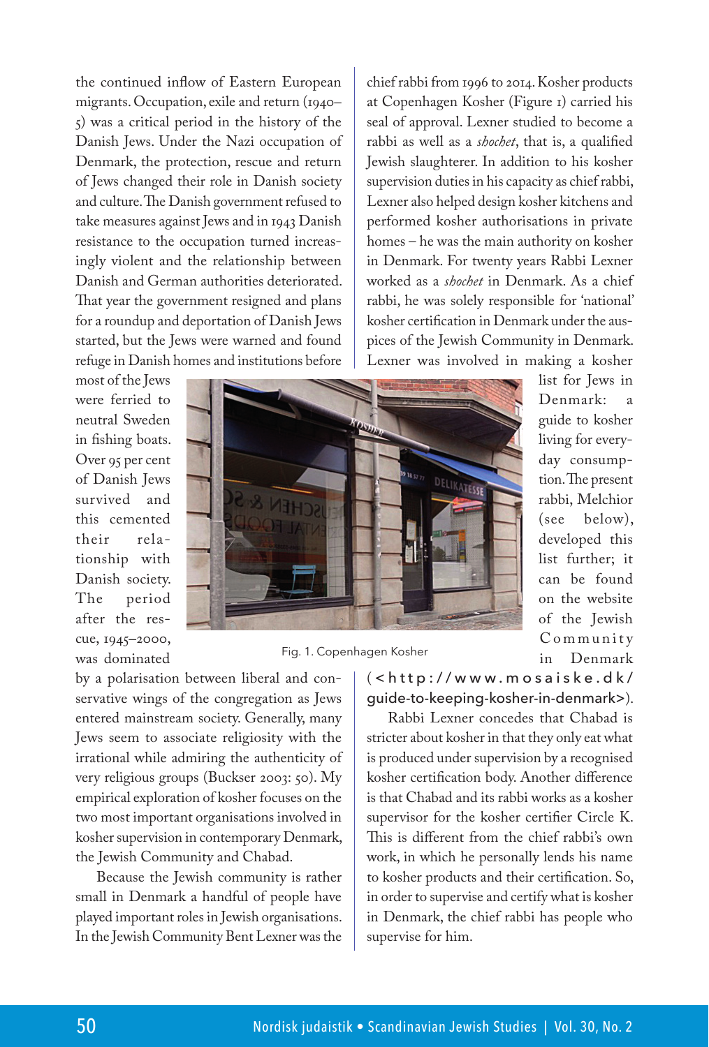the continued inflow of Eastern European migrants. Occupation, exile and return (1940–5) was a critical period in the history of the Danish Jews. Under the Nazi occupation of Denmark, the protection, rescue and return of Jews changed their role in Danish society and culture. The Danish government refused to take measures against Jews and in 1943 Danish resistance to the occupation turned increasingly violent and the relationship between Danish and German authorities deteriorated. That year the government resigned and plans for a roundup and deportation of Danish Jews started, but the Jews were warned and found refuge in Danish homes and institutions before most of the Jews were ferried to neutral Sweden in fishing boats. Over 95 per cent of Danish Jews survived and this cemented their relationship with Danish society. The period after the rescue, 1945–2000, was dominated by a polarisation between liberal and conservative wings of the congregation as Jews entered mainstream society. Generally, many Jews seem to associate religiosity with the irrational while admiring the authenticity of very religious groups (Buckser 2003: 50). My empirical exploration of kosher focuses on the two most important organisations involved in kosher supervision in contemporary Denmark, the Jewish Community and Chabad.

Because the Jewish community is rather small in Denmark a handful of people have played important roles in Jewish organisations. In the Jewish Community Bent Lexner was the chief rabbi from 1996 to 2014. Kosher products at Copenhagen Kosher (Figure 1) carried his seal of approval. Lexner studied to become a rabbi as well as a *shochet*, that is, a qualified Jewish slaughterer. In addition to his kosher supervision duties in his capacity as chief rabbi, Lexner also helped design kosher kitchens and performed kosher authorisations in private homes – he was the main authority on kosher in Denmark. For twenty years Rabbi Lexner worked as a *shochet* in Denmark. As a chief rabbi, he was solely responsible for 'national' kosher certification in Denmark under the auspices of the Jewish Community in Denmark. Lexner was involved in making a kosher list for Jews in Denmark: a guide to kosher living for everyday consumption. The present rabbi, Melchior (see below), developed this list further; it can be found on the website of the Jewish Community in Denmark (<http://www.mosaiske.dk/guide-to-keeping-kosher-in-denmark>).

Fig. 1. Copenhagen Kosher

Rabbi Lexner concedes that Chabad is stricter about kosher in that they only eat what is produced under supervision by a recognised kosher certification body. Another difference is that Chabad and its rabbi works as a kosher supervisor for the kosher certifier Circle K. This is different from the chief rabbi's own work, in which he personally lends his name to kosher products and their certification. So, in order to supervise and certify what is kosher in Denmark, the chief rabbi has people who supervise for him.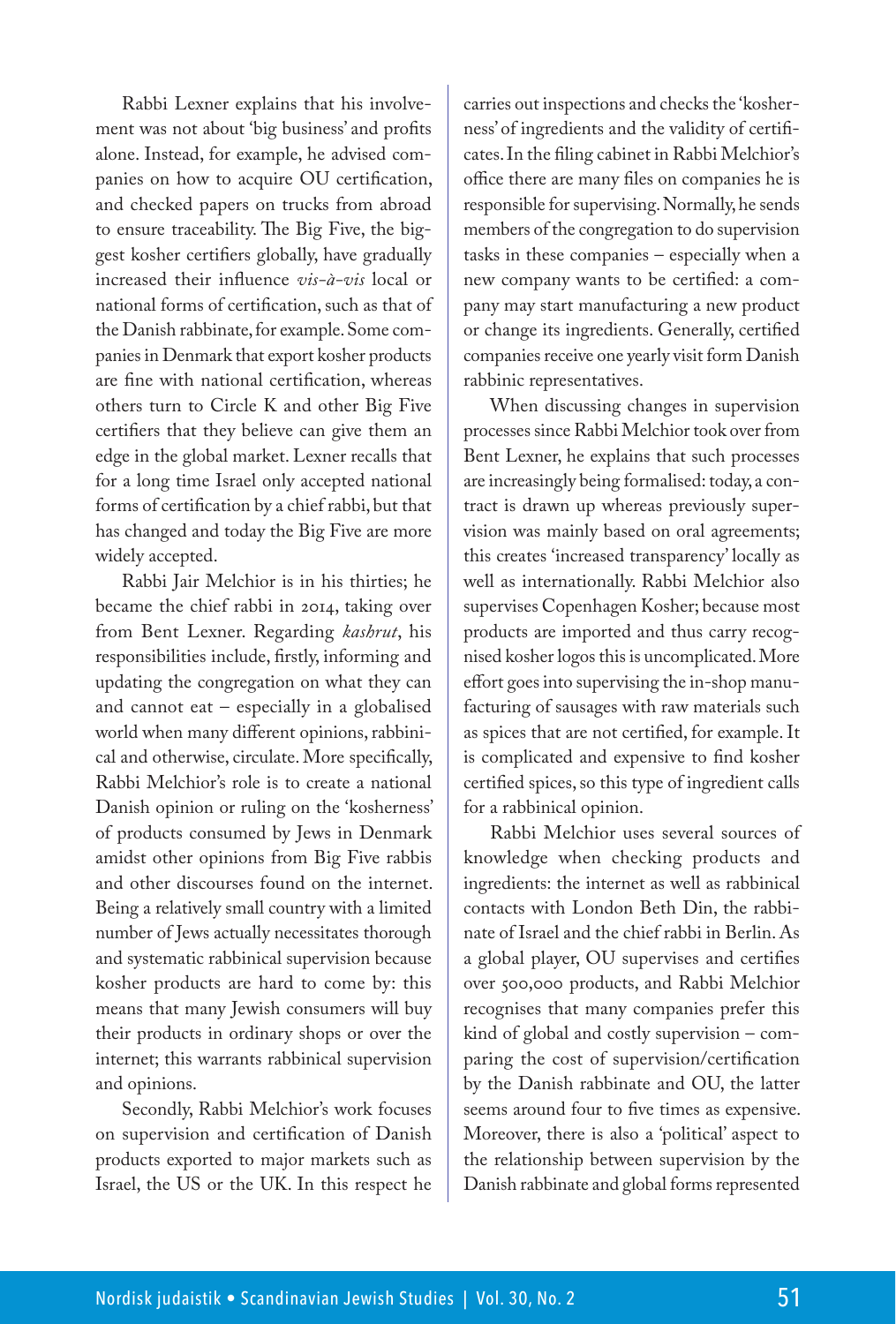Rabbi Lexner explains that his involvement was not about 'big business' and profits alone. Instead, for example, he advised companies on how to acquire OU certification, and checked papers on trucks from abroad to ensure traceability. The Big Five, the biggest kosher certifiers globally, have gradually increased their influence *vis-à-vis* local or national forms of certification, such as that of the Danish rabbinate, for example. Some companies in Denmark that export kosher products are fine with national certification, whereas others turn to Circle K and other Big Five certifiers that they believe can give them an edge in the global market. Lexner recalls that for a long time Israel only accepted national forms of certification by a chief rabbi, but that has changed and today the Big Five are more widely accepted.

Rabbi Jair Melchior is in his thirties; he became the chief rabbi in 2014, taking over from Bent Lexner. Regarding *kashrut*, his responsibilities include, firstly, informing and updating the congregation on what they can and cannot eat – especially in a globalised world when many different opinions, rabbinical and otherwise, circulate. More specifically, Rabbi Melchior's role is to create a national Danish opinion or ruling on the 'kosherness' of products consumed by Jews in Denmark amidst other opinions from Big Five rabbis and other discourses found on the internet. Being a relatively small country with a limited number of Jews actually necessitates thorough and systematic rabbinical supervision because kosher products are hard to come by: this means that many Jewish consumers will buy their products in ordinary shops or over the internet; this warrants rabbinical supervision and opinions.

Secondly, Rabbi Melchior's work focuses on supervision and certification of Danish products exported to major markets such as Israel, the US or the UK. In this respect he carries out inspections and checks the 'kosherness' of ingredients and the validity of certificates. In the filing cabinet in Rabbi Melchior's office there are many files on companies he is responsible for supervising. Normally, he sends members of the congregation to do supervision tasks in these companies – especially when a new company wants to be certified: a company may start manufacturing a new product or change its ingredients. Generally, certified companies receive one yearly visit form Danish rabbinic representatives.

When discussing changes in supervision processes since Rabbi Melchior took over from Bent Lexner, he explains that such processes are increasingly being formalised: today, a contract is drawn up whereas previously supervision was mainly based on oral agreements; this creates 'increased transparency' locally as well as internationally. Rabbi Melchior also supervises Copenhagen Kosher; because most products are imported and thus carry recognised kosher logos this is uncomplicated. More effort goes into supervising the in-shop manufacturing of sausages with raw materials such as spices that are not certified, for example. It is complicated and expensive to find kosher certified spices, so this type of ingredient calls for a rabbinical opinion.

Rabbi Melchior uses several sources of knowledge when checking products and ingredients: the internet as well as rabbinical contacts with London Beth Din, the rabbinate of Israel and the chief rabbi in Berlin. As a global player, OU supervises and certifies over 500,000 products, and Rabbi Melchior recognises that many companies prefer this kind of global and costly supervision – comparing the cost of supervision/certification by the Danish rabbinate and OU, the latter seems around four to five times as expensive. Moreover, there is also a 'political' aspect to the relationship between supervision by the Danish rabbinate and global forms represented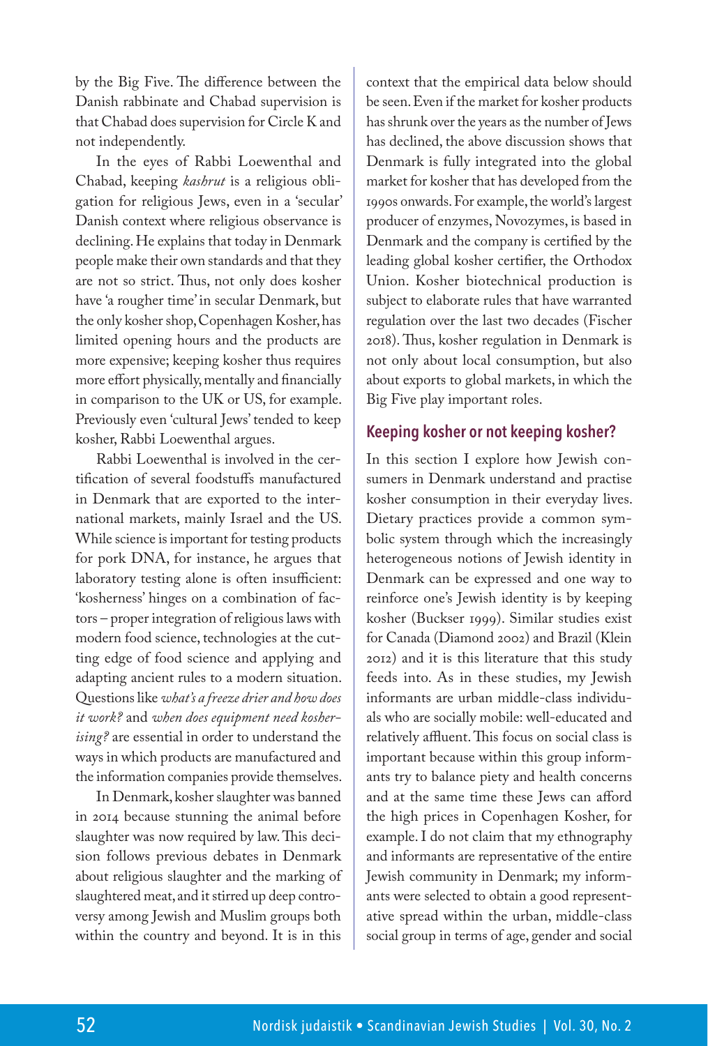by the Big Five. The difference between the Danish rabbinate and Chabad supervision is that Chabad does supervision for Circle K and not independently.

In the eyes of Rabbi Loewenthal and Chabad, keeping *kashrut* is a religious obligation for religious Jews, even in a 'secular' Danish context where religious observance is declining. He explains that today in Denmark people make their own standards and that they are not so strict. Thus, not only does kosher have 'a rougher time' in secular Denmark, but the only kosher shop, Copenhagen Kosher, has limited opening hours and the products are more expensive; keeping kosher thus requires more effort physically, mentally and financially in comparison to the UK or US, for example. Previously even 'cultural Jews' tended to keep kosher, Rabbi Loewenthal argues.

Rabbi Loewenthal is involved in the certification of several foodstuffs manufactured in Denmark that are exported to the international markets, mainly Israel and the US. While science is important for testing products for pork DNA, for instance, he argues that laboratory testing alone is often insufficient: 'kosherness' hinges on a combination of factors – proper integration of religious laws with modern food science, technologies at the cutting edge of food science and applying and adapting ancient rules to a modern situation. Questions like *what's a freeze drier and how does it work?* and *when does equipment need kosherising?* are essential in order to understand the ways in which products are manufactured and the information companies provide themselves.

In Denmark, kosher slaughter was banned in 2014 because stunning the animal before slaughter was now required by law. This decision follows previous debates in Denmark about religious slaughter and the marking of slaughtered meat, and it stirred up deep controversy among Jewish and Muslim groups both within the country and beyond. It is in this context that the empirical data below should be seen. Even if the market for kosher products has shrunk over the years as the number of Jews has declined, the above discussion shows that Denmark is fully integrated into the global market for kosher that has developed from the 1990s onwards. For example, the world's largest producer of enzymes, Novozymes, is based in Denmark and the company is certified by the leading global kosher certifier, the Orthodox Union. Kosher biotechnical production is subject to elaborate rules that have warranted regulation over the last two decades (Fischer 2018). Thus, kosher regulation in Denmark is not only about local consumption, but also about exports to global markets, in which the Big Five play important roles.

## Keeping kosher or not keeping kosher?

In this section I explore how Jewish consumers in Denmark understand and practise kosher consumption in their everyday lives. Dietary practices provide a common symbolic system through which the increasingly heterogeneous notions of Jewish identity in Denmark can be expressed and one way to reinforce one's Jewish identity is by keeping kosher (Buckser 1999). Similar studies exist for Canada (Diamond 2002) and Brazil (Klein 2012) and it is this literature that this study feeds into. As in these studies, my Jewish informants are urban middle-class individuals who are socially mobile: well-educated and relatively affluent. This focus on social class is important because within this group informants try to balance piety and health concerns and at the same time these Jews can afford the high prices in Copenhagen Kosher, for example. I do not claim that my ethnography and informants are representative of the entire Jewish community in Denmark; my informants were selected to obtain a good representative spread within the urban, middle-class social group in terms of age, gender and social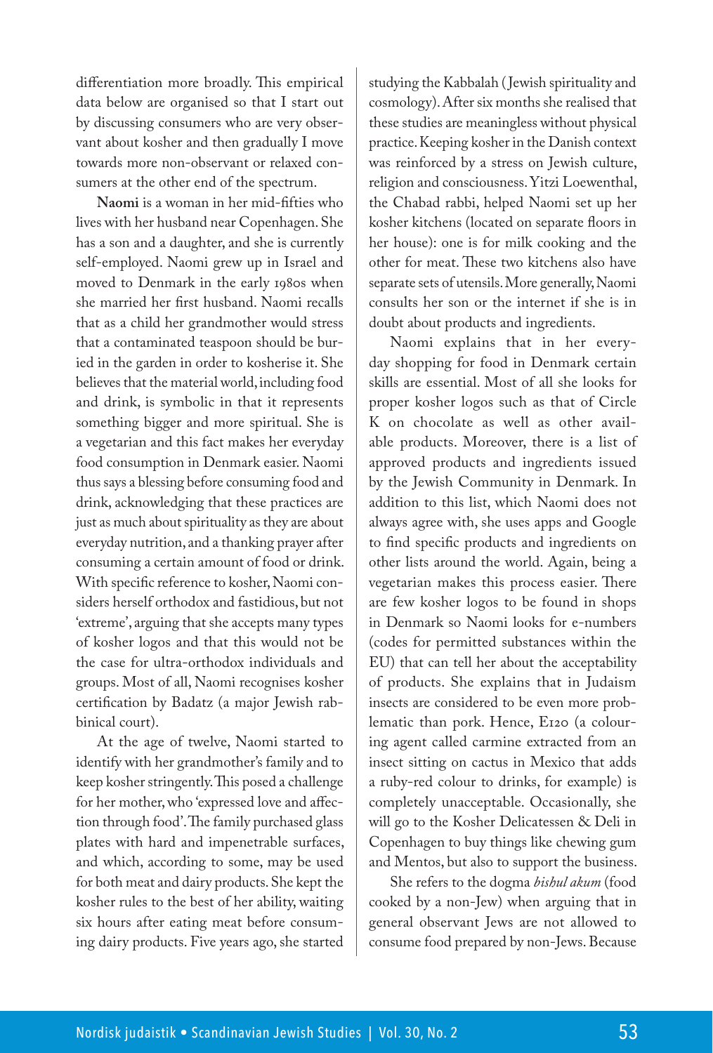differentiation more broadly. This empirical data below are organised so that I start out by discussing consumers who are very observant about kosher and then gradually I move towards more non-observant or relaxed consumers at the other end of the spectrum.

**Naomi** is a woman in her mid-fifties who lives with her husband near Copenhagen. She has a son and a daughter, and she is currently self-employed. Naomi grew up in Israel and moved to Denmark in the early 1980s when she married her first husband. Naomi recalls that as a child her grandmother would stress that a contaminated teaspoon should be buried in the garden in order to kosherise it. She believes that the material world, including food and drink, is symbolic in that it represents something bigger and more spiritual. She is a vegetarian and this fact makes her everyday food consumption in Denmark easier. Naomi thus says a blessing before consuming food and drink, acknowledging that these practices are just as much about spirituality as they are about everyday nutrition, and a thanking prayer after consuming a certain amount of food or drink. With specific reference to kosher, Naomi considers herself orthodox and fastidious, but not 'extreme', arguing that she accepts many types of kosher logos and that this would not be the case for ultra-orthodox individuals and groups. Most of all, Naomi recognises kosher certification by Badatz (a major Jewish rabbinical court).

At the age of twelve, Naomi started to identify with her grandmother's family and to keep kosher stringently. This posed a challenge for her mother, who 'expressed love and affection through food'. The family purchased glass plates with hard and impenetrable surfaces, and which, according to some, may be used for both meat and dairy products. She kept the kosher rules to the best of her ability, waiting six hours after eating meat before consuming dairy products. Five years ago, she started studying the Kabbalah (Jewish spirituality and cosmology). After six months she realised that these studies are meaningless without physical practice. Keeping kosher in the Danish context was reinforced by a stress on Jewish culture, religion and consciousness. Yitzi Loewenthal, the Chabad rabbi, helped Naomi set up her kosher kitchens (located on separate floors in her house): one is for milk cooking and the other for meat. These two kitchens also have separate sets of utensils. More generally, Naomi consults her son or the internet if she is in doubt about products and ingredients.

Naomi explains that in her everyday shopping for food in Denmark certain skills are essential. Most of all she looks for proper kosher logos such as that of Circle K on chocolate as well as other available products. Moreover, there is a list of approved products and ingredients issued by the Jewish Community in Denmark. In addition to this list, which Naomi does not always agree with, she uses apps and Google to find specific products and ingredients on other lists around the world. Again, being a vegetarian makes this process easier. There are few kosher logos to be found in shops in Denmark so Naomi looks for e-numbers (codes for permitted substances within the EU) that can tell her about the acceptability of products. She explains that in Judaism insects are considered to be even more problematic than pork. Hence, E120 (a colouring agent called carmine extracted from an insect sitting on cactus in Mexico that adds a ruby-red colour to drinks, for example) is completely unacceptable. Occasionally, she will go to the Kosher Delicatessen & Deli in Copenhagen to buy things like chewing gum and Mentos, but also to support the business.

She refers to the dogma *bishul akum* (food cooked by a non-Jew) when arguing that in general observant Jews are not allowed to consume food prepared by non-Jews. Because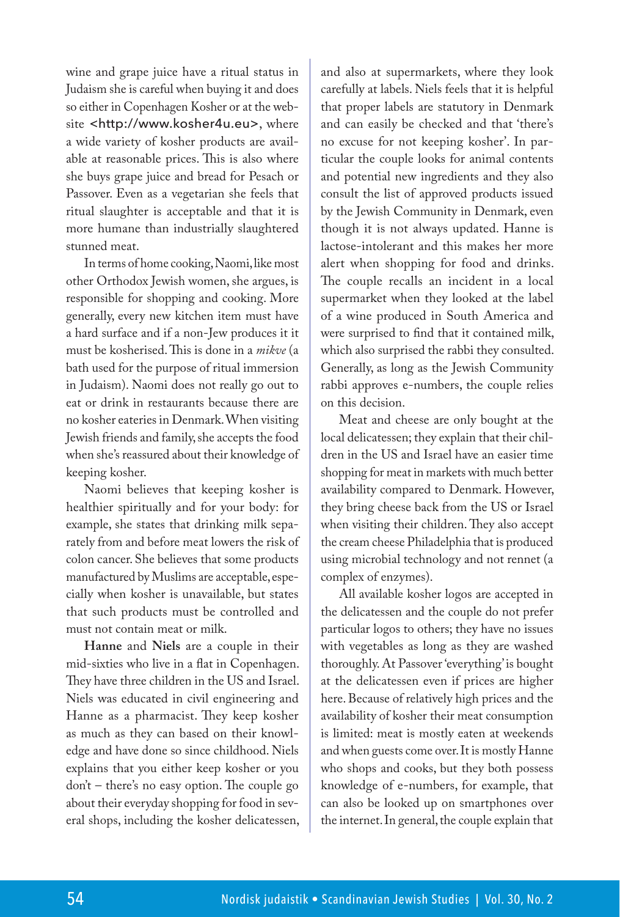wine and grape juice have a ritual status in Judaism she is careful when buying it and does so either in Copenhagen Kosher or at the website <http://www.kosher4u.eu>, where a wide variety of kosher products are available at reasonable prices. This is also where she buys grape juice and bread for Pesach or Passover. Even as a vegetarian she feels that ritual slaughter is acceptable and that it is more humane than industrially slaughtered stunned meat.

In terms of home cooking, Naomi, like most other Orthodox Jewish women, she argues, is responsible for shopping and cooking. More generally, every new kitchen item must have a hard surface and if a non-Jew produces it it must be kosherised. This is done in a *mikve* (a bath used for the purpose of ritual immersion in Judaism). Naomi does not really go out to eat or drink in restaurants because there are no kosher eateries in Denmark. When visiting Jewish friends and family, she accepts the food when she's reassured about their knowledge of keeping kosher.

Naomi believes that keeping kosher is healthier spiritually and for your body: for example, she states that drinking milk separately from and before meat lowers the risk of colon cancer. She believes that some products manufactured by Muslims are acceptable, especially when kosher is unavailable, but states that such products must be controlled and must not contain meat or milk.

**Hanne** and **Niels** are a couple in their mid-sixties who live in a flat in Copenhagen. They have three children in the US and Israel. Niels was educated in civil engineering and Hanne as a pharmacist. They keep kosher as much as they can based on their knowledge and have done so since childhood. Niels explains that you either keep kosher or you don't – there's no easy option. The couple go about their everyday shopping for food in several shops, including the kosher delicatessen, and also at supermarkets, where they look carefully at labels. Niels feels that it is helpful that proper labels are statutory in Denmark and can easily be checked and that 'there's no excuse for not keeping kosher'. In particular the couple looks for animal contents and potential new ingredients and they also consult the list of approved products issued by the Jewish Community in Denmark, even though it is not always updated. Hanne is lactose-intolerant and this makes her more alert when shopping for food and drinks. The couple recalls an incident in a local supermarket when they looked at the label of a wine produced in South America and were surprised to find that it contained milk, which also surprised the rabbi they consulted. Generally, as long as the Jewish Community rabbi approves e-numbers, the couple relies on this decision.

Meat and cheese are only bought at the local delicatessen; they explain that their children in the US and Israel have an easier time shopping for meat in markets with much better availability compared to Denmark. However, they bring cheese back from the US or Israel when visiting their children. They also accept the cream cheese Philadelphia that is produced using microbial technology and not rennet (a complex of enzymes).

All available kosher logos are accepted in the delicatessen and the couple do not prefer particular logos to others; they have no issues with vegetables as long as they are washed thoroughly. At Passover 'everything' is bought at the delicatessen even if prices are higher here. Because of relatively high prices and the availability of kosher their meat consumption is limited: meat is mostly eaten at weekends and when guests come over. It is mostly Hanne who shops and cooks, but they both possess knowledge of e-numbers, for example, that can also be looked up on smartphones over the internet. In general, the couple explain that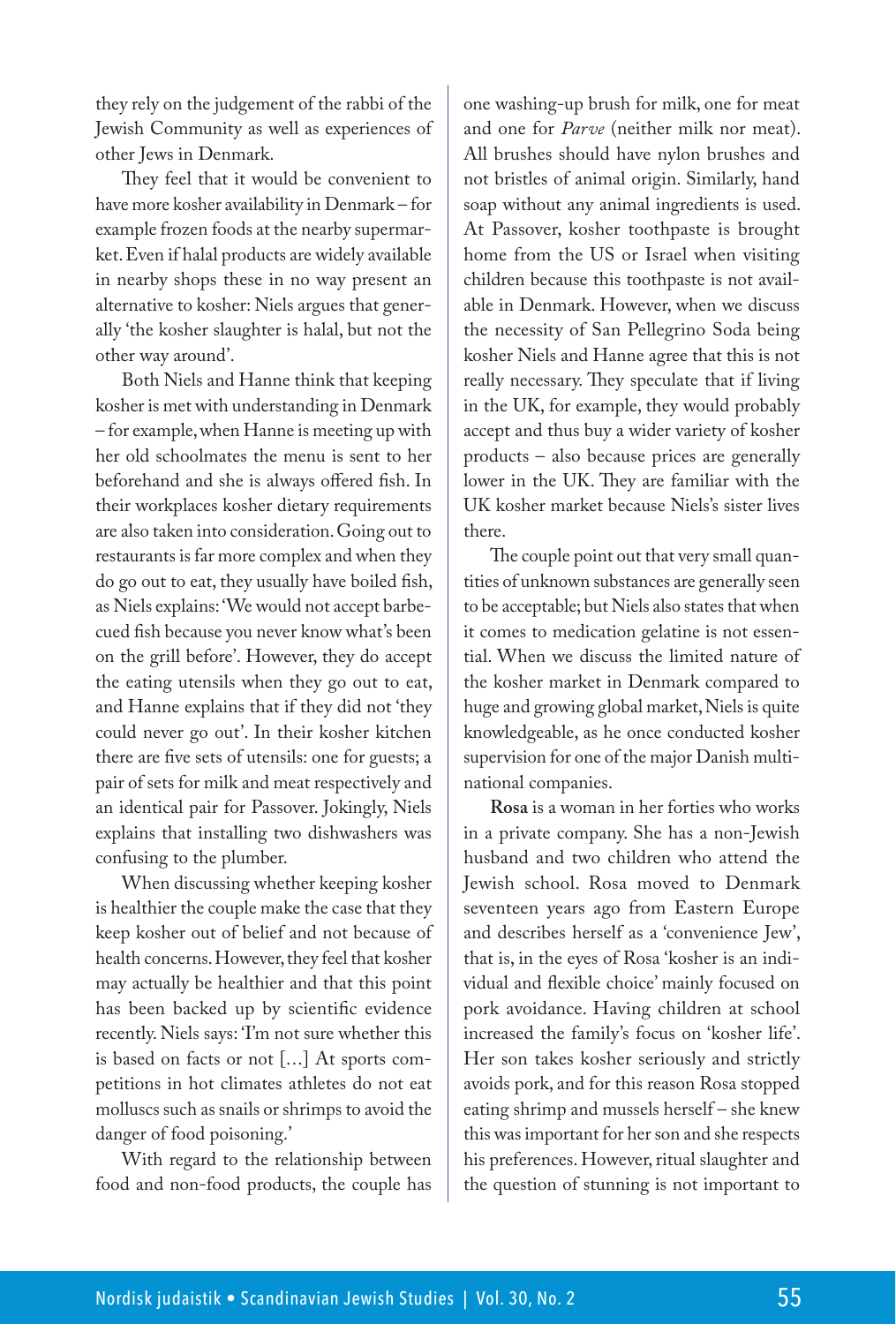they rely on the judgement of the rabbi of the Jewish Community as well as experiences of other Jews in Denmark.

They feel that it would be convenient to have more kosher availability in Denmark – for example frozen foods at the nearby supermarket. Even if halal products are widely available in nearby shops these in no way present an alternative to kosher: Niels argues that generally 'the kosher slaughter is halal, but not the other way around'.

Both Niels and Hanne think that keeping kosher is met with understanding in Denmark – for example, when Hanne is meeting up with her old schoolmates the menu is sent to her beforehand and she is always offered fish. In their workplaces kosher dietary requirements are also taken into consideration. Going out to restaurants is far more complex and when they do go out to eat, they usually have boiled fish, as Niels explains: 'We would not accept barbecued fish because you never know what's been on the grill before'. However, they do accept the eating utensils when they go out to eat, and Hanne explains that if they did not 'they could never go out'. In their kosher kitchen there are five sets of utensils: one for guests; a pair of sets for milk and meat respectively and an identical pair for Passover. Jokingly, Niels explains that installing two dishwashers was confusing to the plumber.

When discussing whether keeping kosher is healthier the couple make the case that they keep kosher out of belief and not because of health concerns. However, they feel that kosher may actually be healthier and that this point has been backed up by scientific evidence recently. Niels says: 'I'm not sure whether this is based on facts or not […] At sports competitions in hot climates athletes do not eat molluscs such as snails or shrimps to avoid the danger of food poisoning.'

With regard to the relationship between food and non-food products, the couple has one washing-up brush for milk, one for meat and one for *Parve* (neither milk nor meat). All brushes should have nylon brushes and not bristles of animal origin. Similarly, hand soap without any animal ingredients is used. At Passover, kosher toothpaste is brought home from the US or Israel when visiting children because this toothpaste is not available in Denmark. However, when we discuss the necessity of San Pellegrino Soda being kosher Niels and Hanne agree that this is not really necessary. They speculate that if living in the UK, for example, they would probably accept and thus buy a wider variety of kosher products – also because prices are generally lower in the UK. They are familiar with the UK kosher market because Niels's sister lives there.

The couple point out that very small quantities of unknown substances are generally seen to be acceptable; but Niels also states that when it comes to medication gelatine is not essential. When we discuss the limited nature of the kosher market in Denmark compared to huge and growing global market, Niels is quite knowledgeable, as he once conducted kosher supervision for one of the major Danish multinational companies.

**Rosa** is a woman in her forties who works in a private company. She has a non-Jewish husband and two children who attend the Jewish school. Rosa moved to Denmark seventeen years ago from Eastern Europe and describes herself as a 'convenience Jew', that is, in the eyes of Rosa 'kosher is an individual and flexible choice' mainly focused on pork avoidance. Having children at school increased the family's focus on 'kosher life'. Her son takes kosher seriously and strictly avoids pork, and for this reason Rosa stopped eating shrimp and mussels herself – she knew this was important for her son and she respects his preferences. However, ritual slaughter and the question of stunning is not important to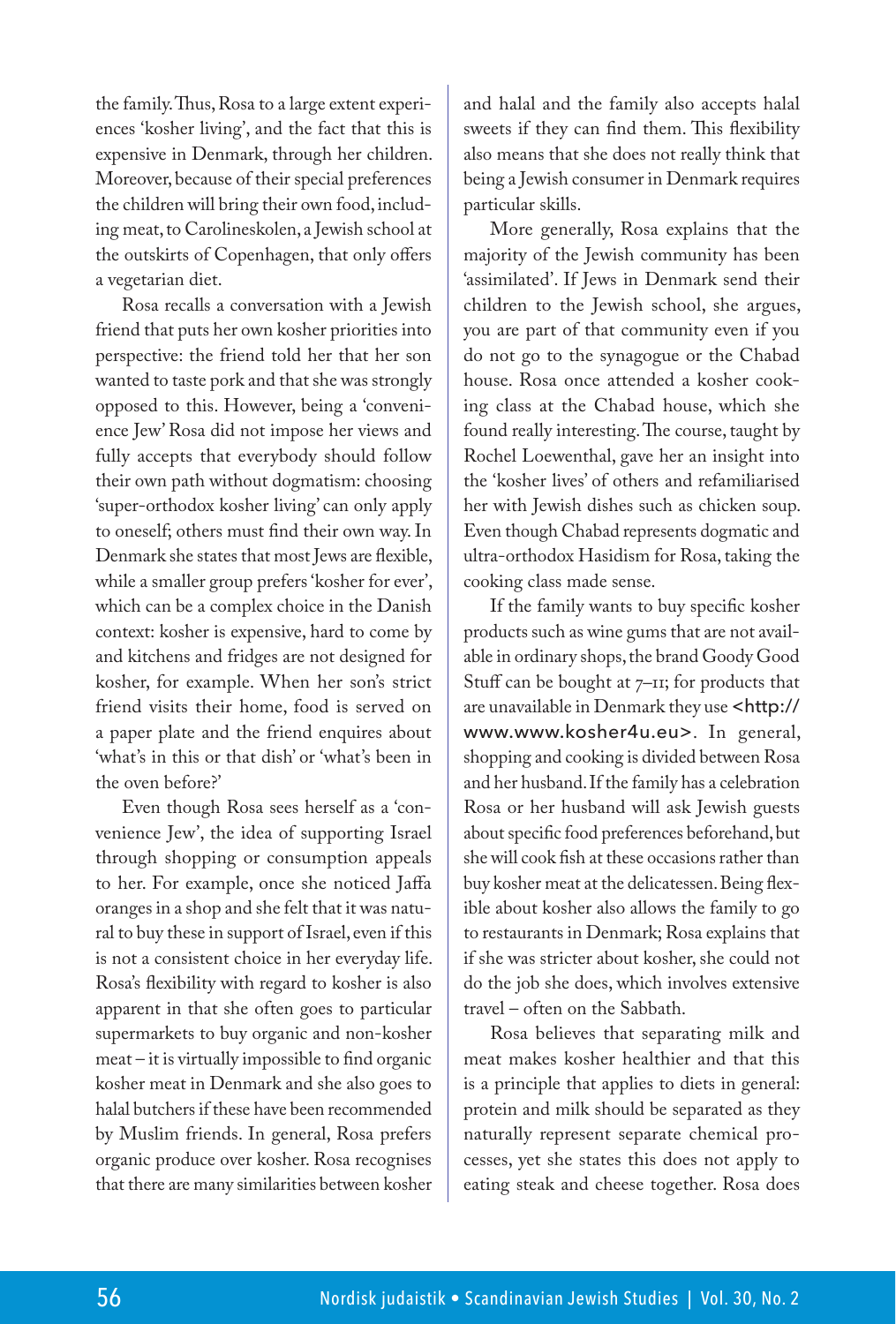the family. Thus, Rosa to a large extent experiences 'kosher living', and the fact that this is expensive in Denmark, through her children. Moreover, because of their special preferences the children will bring their own food, including meat, to Carolineskolen, a Jewish school at the outskirts of Copenhagen, that only offers a vegetarian diet.

Rosa recalls a conversation with a Jewish friend that puts her own kosher priorities into perspective: the friend told her that her son wanted to taste pork and that she was strongly opposed to this. However, being a 'convenience Jew' Rosa did not impose her views and fully accepts that everybody should follow their own path without dogmatism: choosing 'super-orthodox kosher living' can only apply to oneself; others must find their own way. In Denmark she states that most Jews are flexible, while a smaller group prefers 'kosher for ever', which can be a complex choice in the Danish context: kosher is expensive, hard to come by and kitchens and fridges are not designed for kosher, for example. When her son's strict friend visits their home, food is served on a paper plate and the friend enquires about 'what's in this or that dish' or 'what's been in the oven before?'

Even though Rosa sees herself as a 'convenience Jew', the idea of supporting Israel through shopping or consumption appeals to her. For example, once she noticed Jaffa oranges in a shop and she felt that it was natural to buy these in support of Israel, even if this is not a consistent choice in her everyday life. Rosa's flexibility with regard to kosher is also apparent in that she often goes to particular supermarkets to buy organic and non-kosher meat – it is virtually impossible to find organic kosher meat in Denmark and she also goes to halal butchers if these have been recommended by Muslim friends. In general, Rosa prefers organic produce over kosher. Rosa recognises that there are many similarities between kosher and halal and the family also accepts halal sweets if they can find them. This flexibility also means that she does not really think that being a Jewish consumer in Denmark requires particular skills.

More generally, Rosa explains that the majority of the Jewish community has been 'assimilated'. If Jews in Denmark send their children to the Jewish school, she argues, you are part of that community even if you do not go to the synagogue or the Chabad house. Rosa once attended a kosher cooking class at the Chabad house, which she found really interesting. The course, taught by Rochel Loewenthal, gave her an insight into the 'kosher lives' of others and refamiliarised her with Jewish dishes such as chicken soup. Even though Chabad represents dogmatic and ultra-orthodox Hasidism for Rosa, taking the cooking class made sense.

If the family wants to buy specific kosher products such as wine gums that are not available in ordinary shops, the brand Goody Good Stuff can be bought at 7–11; for products that are unavailable in Denmark they use <http://www.www.kosher4u.eu>. In general, shopping and cooking is divided between Rosa and her husband. If the family has a celebration Rosa or her husband will ask Jewish guests about specific food preferences beforehand, but she will cook fish at these occasions rather than buy kosher meat at the delicatessen. Being flexible about kosher also allows the family to go to restaurants in Denmark; Rosa explains that if she was stricter about kosher, she could not do the job she does, which involves extensive travel – often on the Sabbath.

Rosa believes that separating milk and meat makes kosher healthier and that this is a principle that applies to diets in general: protein and milk should be separated as they naturally represent separate chemical processes, yet she states this does not apply to eating steak and cheese together. Rosa does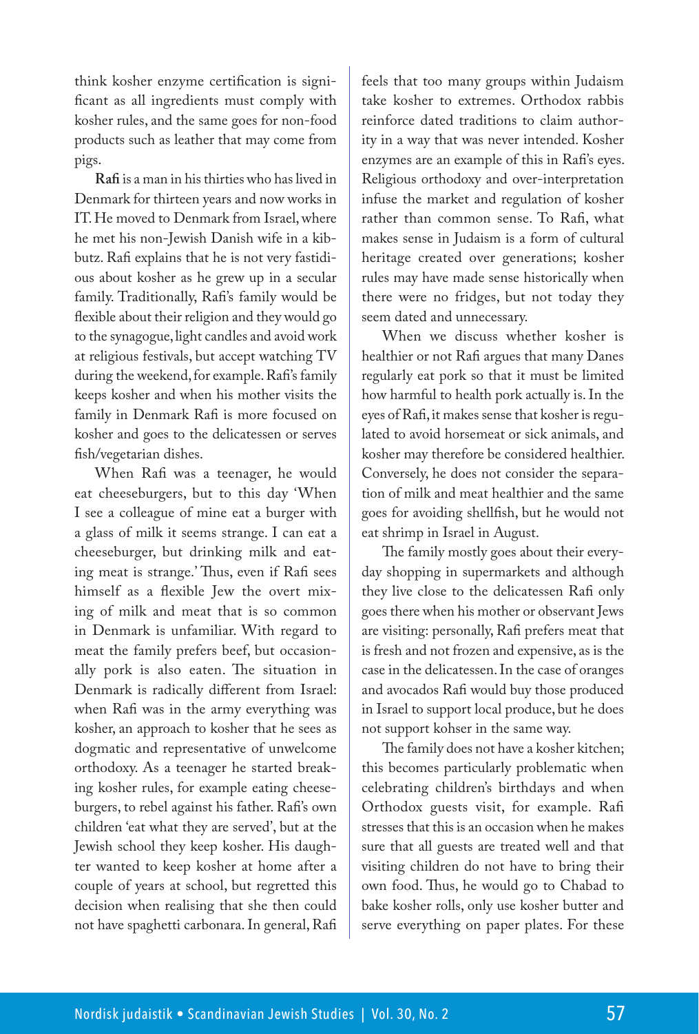think kosher enzyme certification is significant as all ingredients must comply with kosher rules, and the same goes for non-food products such as leather that may come from pigs.

**Rafi** is a man in his thirties who has lived in Denmark for thirteen years and now works in IT. He moved to Denmark from Israel, where he met his non-Jewish Danish wife in a kibbutz. Rafi explains that he is not very fastidious about kosher as he grew up in a secular family. Traditionally, Rafi's family would be flexible about their religion and they would go to the synagogue, light candles and avoid work at religious festivals, but accept watching TV during the weekend, for example. Rafi's family keeps kosher and when his mother visits the family in Denmark Rafi is more focused on kosher and goes to the delicatessen or serves fish/vegetarian dishes.

When Rafi was a teenager, he would eat cheeseburgers, but to this day 'When I see a colleague of mine eat a burger with a glass of milk it seems strange. I can eat a cheeseburger, but drinking milk and eating meat is strange.' Thus, even if Rafi sees himself as a flexible Jew the overt mixing of milk and meat that is so common in Denmark is unfamiliar. With regard to meat the family prefers beef, but occasionally pork is also eaten. The situation in Denmark is radically different from Israel: when Rafi was in the army everything was kosher, an approach to kosher that he sees as dogmatic and representative of unwelcome orthodoxy. As a teenager he started breaking kosher rules, for example eating cheeseburgers, to rebel against his father. Rafi's own children 'eat what they are served', but at the Jewish school they keep kosher. His daughter wanted to keep kosher at home after a couple of years at school, but regretted this decision when realising that she then could not have spaghetti carbonara. In general, Rafi feels that too many groups within Judaism take kosher to extremes. Orthodox rabbis reinforce dated traditions to claim authority in a way that was never intended. Kosher enzymes are an example of this in Rafi's eyes. Religious orthodoxy and over-interpretation infuse the market and regulation of kosher rather than common sense. To Rafi, what makes sense in Judaism is a form of cultural heritage created over generations; kosher rules may have made sense historically when there were no fridges, but not today they seem dated and unnecessary.

When we discuss whether kosher is healthier or not Rafi argues that many Danes regularly eat pork so that it must be limited how harmful to health pork actually is. In the eyes of Rafi, it makes sense that kosher is regulated to avoid horsemeat or sick animals, and kosher may therefore be considered healthier. Conversely, he does not consider the separation of milk and meat healthier and the same goes for avoiding shellfish, but he would not eat shrimp in Israel in August.

The family mostly goes about their everyday shopping in supermarkets and although they live close to the delicatessen Rafi only goes there when his mother or observant Jews are visiting: personally, Rafi prefers meat that is fresh and not frozen and expensive, as is the case in the delicatessen. In the case of oranges and avocados Rafi would buy those produced in Israel to support local produce, but he does not support kohser in the same way.

The family does not have a kosher kitchen; this becomes particularly problematic when celebrating children's birthdays and when Orthodox guests visit, for example. Rafi stresses that this is an occasion when he makes sure that all guests are treated well and that visiting children do not have to bring their own food. Thus, he would go to Chabad to bake kosher rolls, only use kosher butter and serve everything on paper plates. For these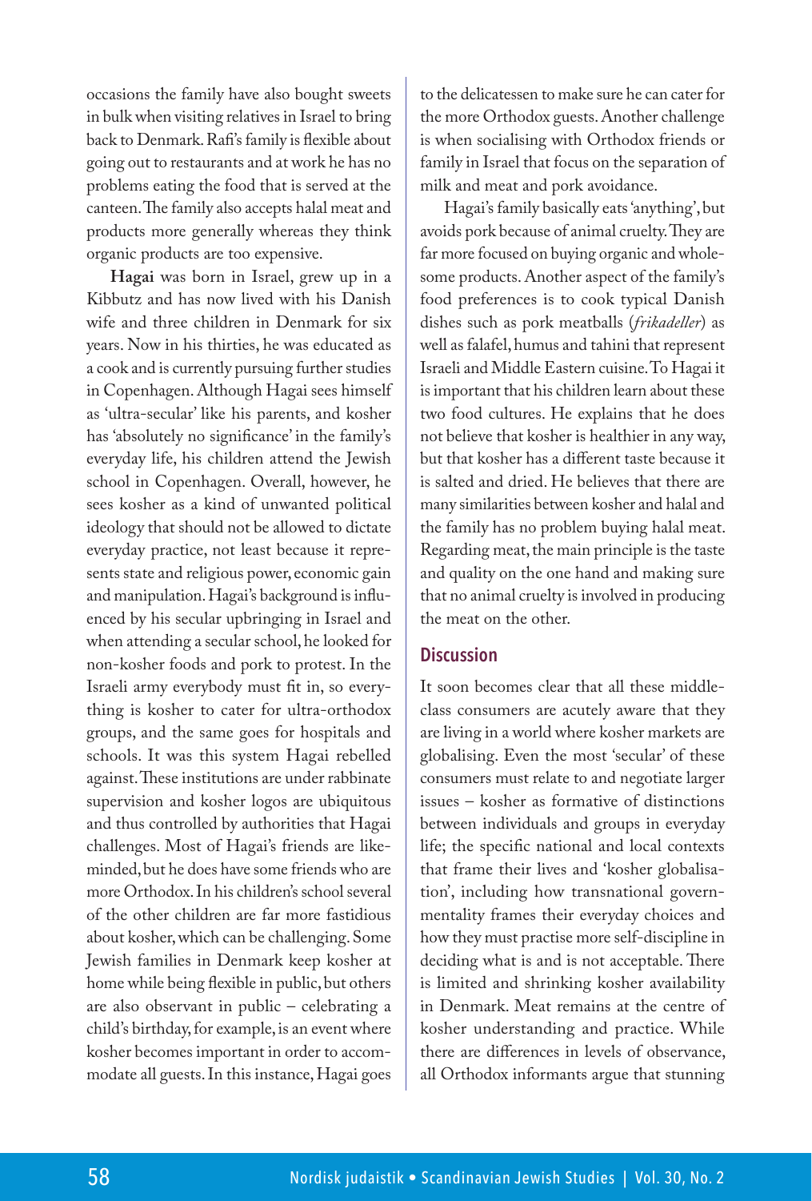occasions the family have also bought sweets in bulk when visiting relatives in Israel to bring back to Denmark. Rafi's family is flexible about going out to restaurants and at work he has no problems eating the food that is served at the canteen. The family also accepts halal meat and products more generally whereas they think organic products are too expensive.

**Hagai** was born in Israel, grew up in a Kibbutz and has now lived with his Danish wife and three children in Denmark for six years. Now in his thirties, he was educated as a cook and is currently pursuing further studies in Copenhagen. Although Hagai sees himself as 'ultra-secular' like his parents, and kosher has 'absolutely no significance' in the family's everyday life, his children attend the Jewish school in Copenhagen. Overall, however, he sees kosher as a kind of unwanted political ideology that should not be allowed to dictate everyday practice, not least because it represents state and religious power, economic gain and manipulation. Hagai's background is influenced by his secular upbringing in Israel and when attending a secular school, he looked for non-kosher foods and pork to protest. In the Israeli army everybody must fit in, so everything is kosher to cater for ultra-orthodox groups, and the same goes for hospitals and schools. It was this system Hagai rebelled against. These institutions are under rabbinate supervision and kosher logos are ubiquitous and thus controlled by authorities that Hagai challenges. Most of Hagai's friends are likeminded, but he does have some friends who are more Orthodox. In his children's school several of the other children are far more fastidious about kosher, which can be challenging. Some Jewish families in Denmark keep kosher at home while being flexible in public, but others are also observant in public – celebrating a child's birthday, for example, is an event where kosher becomes important in order to accommodate all guests. In this instance, Hagai goes to the delicatessen to make sure he can cater for the more Orthodox guests. Another challenge is when socialising with Orthodox friends or family in Israel that focus on the separation of milk and meat and pork avoidance.

Hagai's family basically eats 'anything', but avoids pork because of animal cruelty. They are far more focused on buying organic and wholesome products. Another aspect of the family's food preferences is to cook typical Danish dishes such as pork meatballs (*frikadeller*) as well as falafel, humus and tahini that represent Israeli and Middle Eastern cuisine. To Hagai it is important that his children learn about these two food cultures. He explains that he does not believe that kosher is healthier in any way, but that kosher has a different taste because it is salted and dried. He believes that there are many similarities between kosher and halal and the family has no problem buying halal meat. Regarding meat, the main principle is the taste and quality on the one hand and making sure that no animal cruelty is involved in producing the meat on the other.

## Discussion

It soon becomes clear that all these middle-class consumers are acutely aware that they are living in a world where kosher markets are globalising. Even the most 'secular' of these consumers must relate to and negotiate larger issues – kosher as formative of distinctions between individuals and groups in everyday life; the specific national and local contexts that frame their lives and 'kosher globalisation', including how transnational governmentality frames their everyday choices and how they must practise more self-discipline in deciding what is and is not acceptable. There is limited and shrinking kosher availability in Denmark. Meat remains at the centre of kosher understanding and practice. While there are differences in levels of observance, all Orthodox informants argue that stunning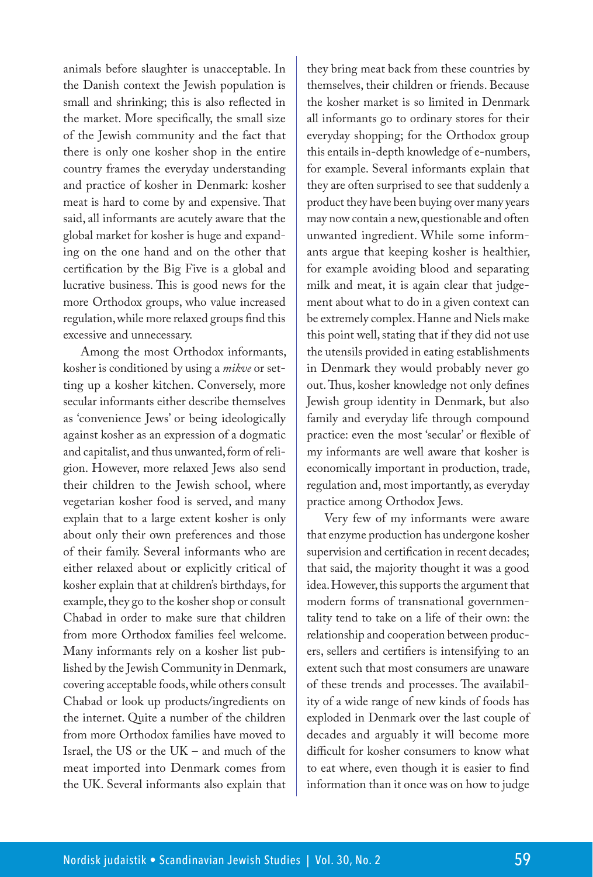animals before slaughter is unacceptable. In the Danish context the Jewish population is small and shrinking; this is also reflected in the market. More specifically, the small size of the Jewish community and the fact that there is only one kosher shop in the entire country frames the everyday understanding and practice of kosher in Denmark: kosher meat is hard to come by and expensive. That said, all informants are acutely aware that the global market for kosher is huge and expanding on the one hand and on the other that certification by the Big Five is a global and lucrative business. This is good news for the more Orthodox groups, who value increased regulation, while more relaxed groups find this excessive and unnecessary.

Among the most Orthodox informants, kosher is conditioned by using a *mikve* or setting up a kosher kitchen. Conversely, more secular informants either describe themselves as 'convenience Jews' or being ideologically against kosher as an expression of a dogmatic and capitalist, and thus unwanted, form of religion. However, more relaxed Jews also send their children to the Jewish school, where vegetarian kosher food is served, and many explain that to a large extent kosher is only about only their own preferences and those of their family. Several informants who are either relaxed about or explicitly critical of kosher explain that at children's birthdays, for example, they go to the kosher shop or consult Chabad in order to make sure that children from more Orthodox families feel welcome. Many informants rely on a kosher list published by the Jewish Community in Denmark, covering acceptable foods, while others consult Chabad or look up products/ingredients on the internet. Quite a number of the children from more Orthodox families have moved to Israel, the US or the UK – and much of the meat imported into Denmark comes from the UK. Several informants also explain that they bring meat back from these countries by themselves, their children or friends. Because the kosher market is so limited in Denmark all informants go to ordinary stores for their everyday shopping; for the Orthodox group this entails in-depth knowledge of e-numbers, for example. Several informants explain that they are often surprised to see that suddenly a product they have been buying over many years may now contain a new, questionable and often unwanted ingredient. While some informants argue that keeping kosher is healthier, for example avoiding blood and separating milk and meat, it is again clear that judgement about what to do in a given context can be extremely complex. Hanne and Niels make this point well, stating that if they did not use the utensils provided in eating establishments in Denmark they would probably never go out. Thus, kosher knowledge not only defines Jewish group identity in Denmark, but also family and everyday life through compound practice: even the most 'secular' or flexible of my informants are well aware that kosher is economically important in production, trade, regulation and, most importantly, as everyday practice among Orthodox Jews.

Very few of my informants were aware that enzyme production has undergone kosher supervision and certification in recent decades; that said, the majority thought it was a good idea. However, this supports the argument that modern forms of transnational governmentality tend to take on a life of their own: the relationship and cooperation between producers, sellers and certifiers is intensifying to an extent such that most consumers are unaware of these trends and processes. The availability of a wide range of new kinds of foods has exploded in Denmark over the last couple of decades and arguably it will become more difficult for kosher consumers to know what to eat where, even though it is easier to find information than it once was on how to judge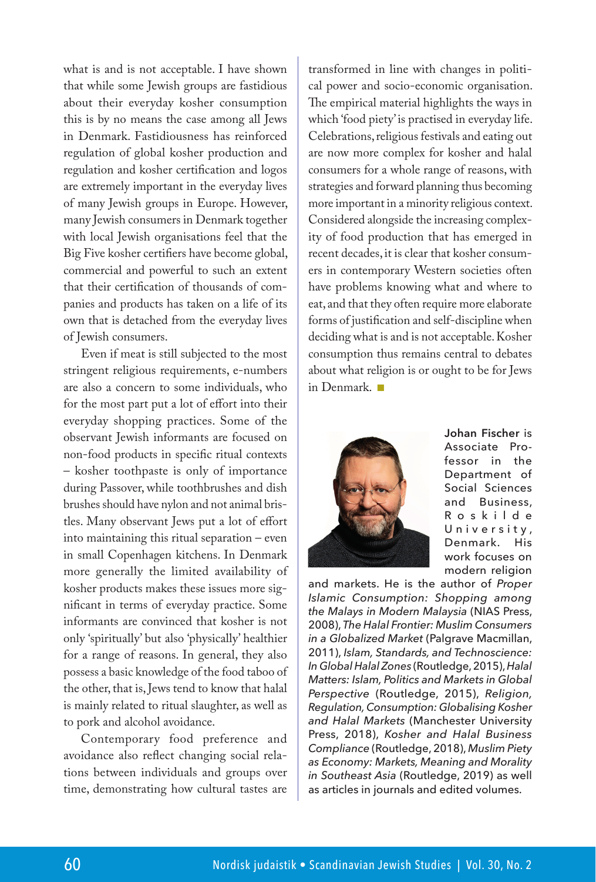what is and is not acceptable. I have shown that while some Jewish groups are fastidious about their everyday kosher consumption this is by no means the case among all Jews in Denmark. Fastidiousness has reinforced regulation of global kosher production and regulation and kosher certification and logos are extremely important in the everyday lives of many Jewish groups in Europe. However, many Jewish consumers in Denmark together with local Jewish organisations feel that the Big Five kosher certifiers have become global, commercial and powerful to such an extent that their certification of thousands of companies and products has taken on a life of its own that is detached from the everyday lives of Jewish consumers.

Even if meat is still subjected to the most stringent religious requirements, e-numbers are also a concern to some individuals, who for the most part put a lot of effort into their everyday shopping practices. Some of the observant Jewish informants are focused on non-food products in specific ritual contexts – kosher toothpaste is only of importance during Passover, while toothbrushes and dish brushes should have nylon and not animal bristles. Many observant Jews put a lot of effort into maintaining this ritual separation – even in small Copenhagen kitchens. In Denmark more generally the limited availability of kosher products makes these issues more significant in terms of everyday practice. Some informants are convinced that kosher is not only 'spiritually' but also 'physically' healthier for a range of reasons. In general, they also possess a basic knowledge of the food taboo of the other, that is, Jews tend to know that halal is mainly related to ritual slaughter, as well as to pork and alcohol avoidance.

Contemporary food preference and avoidance also reflect changing social relations between individuals and groups over time, demonstrating how cultural tastes are transformed in line with changes in political power and socio-economic organisation. The empirical material highlights the ways in which 'food piety' is practised in everyday life. Celebrations, religious festivals and eating out are now more complex for kosher and halal consumers for a whole range of reasons, with strategies and forward planning thus becoming more important in a minority religious context. Considered alongside the increasing complexity of food production that has emerged in recent decades, it is clear that kosher consumers in contemporary Western societies often have problems knowing what and where to eat, and that they often require more elaborate forms of justification and self-discipline when deciding what is and is not acceptable. Kosher consumption thus remains central to debates about what religion is or ought to be for Jews in Denmark. ■

**Johan Fischer** is Associate Professor in the Department of Social Sciences and Business, Roskilde University, Denmark. His work focuses on modern religion and markets. He is the author of *Proper Islamic Consumption: Shopping among the Malays in Modern Malaysia* (NIAS Press, 2008), *The Halal Frontier: Muslim Consumers in a Globalized Market* (Palgrave Macmillan, 2011), *Islam, Standards, and Technoscience: In Global Halal Zones* (Routledge, 2015), *Halal Matters: Islam, Politics and Markets in Global Perspective* (Routledge, 2015), *Religion, Regulation, Consumption: Globalising Kosher and Halal Markets* (Manchester University Press, 2018), *Kosher and Halal Business Compliance* (Routledge, 2018), *Muslim Piety as Economy: Markets, Meaning and Morality in Southeast Asia* (Routledge, 2019) as well as articles in journals and edited volumes.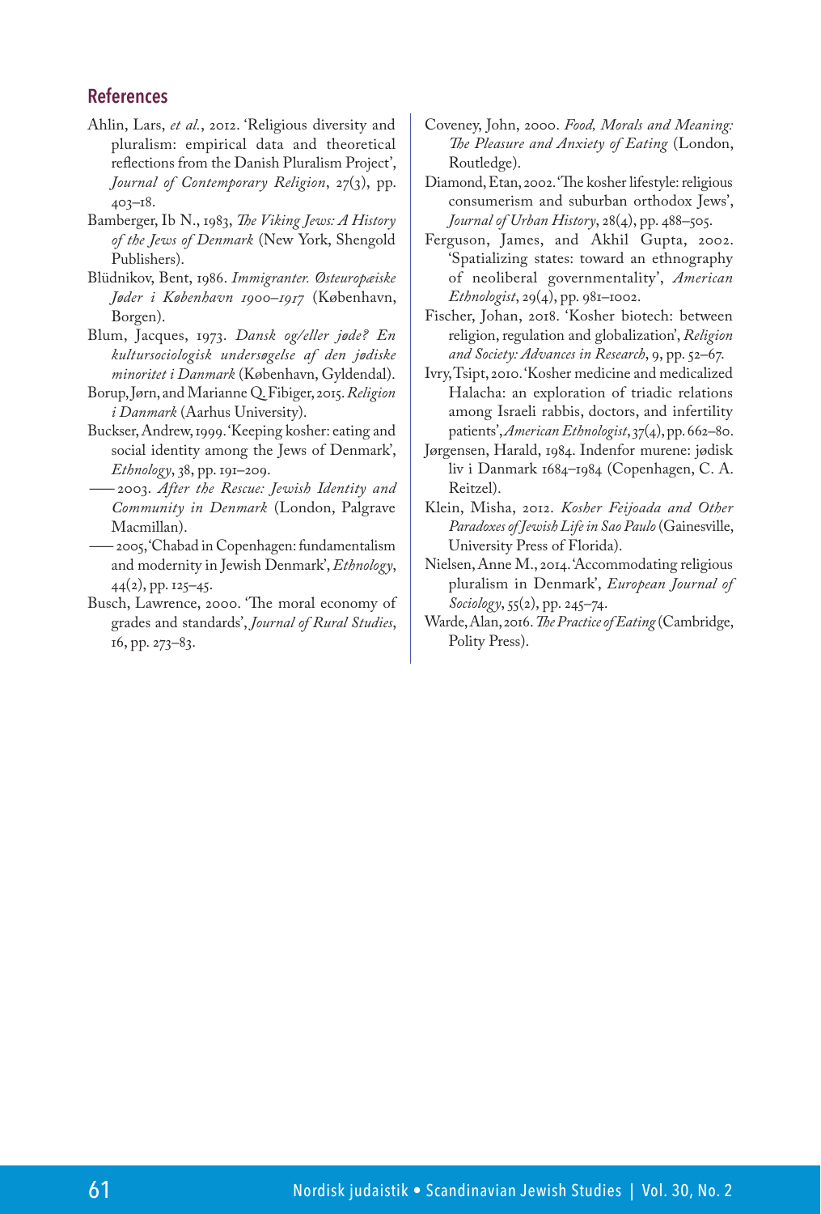## References

Ahlin, Lars, *et al.*, 2012. 'Religious diversity and pluralism: empirical data and theoretical reflections from the Danish Pluralism Project', *Journal of Contemporary Religion*, 27(3), pp. 403–18.

Bamberger, Ib N., 1983, *The Viking Jews: A History of the Jews of Denmark* (New York, Shengold Publishers).

Blüdnikov, Bent, 1986. *Immigranter. Østeuropæiske Jøder i København 1900–1917* (København, Borgen).

Blum, Jacques, 1973. *Dansk og/eller jøde? En kultursociologisk undersøgelse af den jødiske minoritet i Danmark* (København, Gyldendal).

Borup, Jørn, and Marianne Q. Fibiger, 2015. *Religion i Danmark* (Aarhus University).

Buckser, Andrew, 1999. 'Keeping kosher: eating and social identity among the Jews of Denmark', *Ethnology*, 38, pp. 191–209.

—— 2003. *After the Rescue: Jewish Identity and Community in Denmark* (London, Palgrave Macmillan).

—— 2005, 'Chabad in Copenhagen: fundamentalism and modernity in Jewish Denmark', *Ethnology*, 44(2), pp. 125–45.

Busch, Lawrence, 2000. 'The moral economy of grades and standards', *Journal of Rural Studies*, 16, pp. 273–83.

Coveney, John, 2000. *Food, Morals and Meaning: The Pleasure and Anxiety of Eating* (London, Routledge).

Diamond, Etan, 2002. 'The kosher lifestyle: religious consumerism and suburban orthodox Jews', *Journal of Urban History*, 28(4), pp. 488–505.

Ferguson, James, and Akhil Gupta, 2002. 'Spatializing states: toward an ethnography of neoliberal governmentality', *American Ethnologist*, 29(4), pp. 981–1002.

Fischer, Johan, 2018. 'Kosher biotech: between religion, regulation and globalization', *Religion and Society: Advances in Research*, 9, pp. 52–67.

Ivry, Tsipt, 2010. 'Kosher medicine and medicalized Halacha: an exploration of triadic relations among Israeli rabbis, doctors, and infertility patients', *American Ethnologist*, 37(4), pp. 662–80.

Jørgensen, Harald, 1984. Indenfor murene: jødisk liv i Danmark 1684–1984 (Copenhagen, C. A. Reitzel).

Klein, Misha, 2012. *Kosher Feijoada and Other Paradoxes of Jewish Life in Sao Paulo* (Gainesville, University Press of Florida).

Nielsen, Anne M., 2014. 'Accommodating religious pluralism in Denmark', *European Journal of Sociology*, 55(2), pp. 245–74.

Warde, Alan, 2016. *The Practice of Eating* (Cambridge, Polity Press).